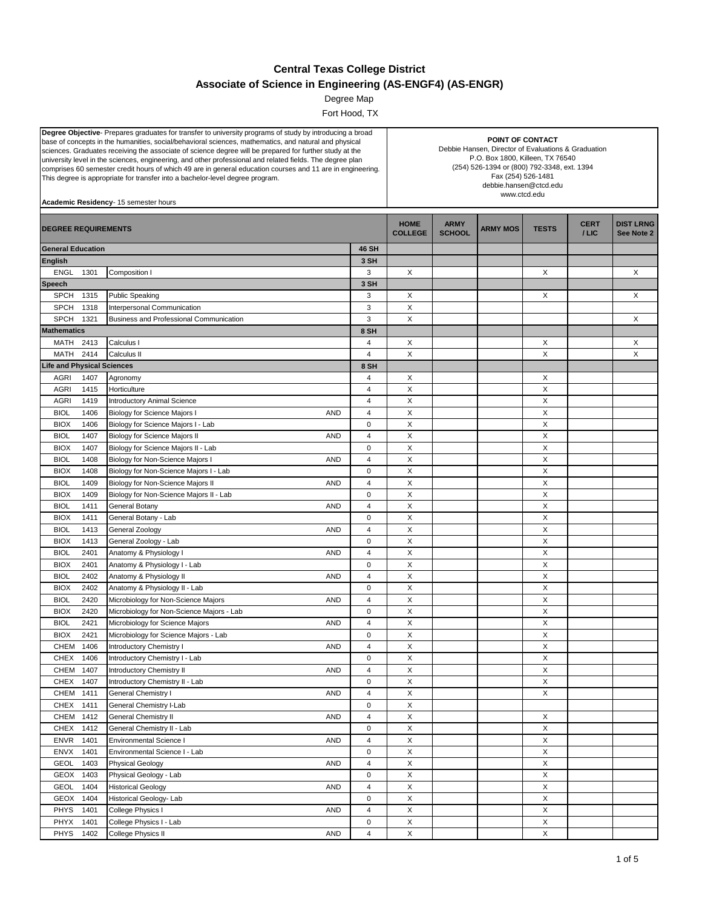# Central Texas College District

## Associate of Science in Engineering (AS-ENGF4) (AS-ENGR)

Degree Map

Fort Hood, TX

**Degree Objective**- Prepares graduates for transfer to university programs of study by introducing a broad base of concepts in the humanities, social/behavioral sciences, mathematics, and natural and physical sciences. Graduates receiving the associate of science degree will be prepared for further study at the university level in the sciences, engineering, and other professional and related fields. The degree plan comprises 60 semester credit hours of which 49 are in general education courses and 11 are in engineering. This degree is appropriate for transfer into a bachelor-level degree program.

**Academic Residency**- 15 semester hours

**POINT OF CONTACT**
Debbie Hansen, Director of Evaluations & Graduation
P.O. Box 1800, Killeen, TX 76540
(254) 526-1394 or (800) 792-3348, ext. 1394
Fax (254) 526-1481
debbie.hansen@ctcd.edu
www.ctcd.edu

| DEGREE REQUIREMENTS | | | | | HOME COLLEGE | ARMY SCHOOL | ARMY MOS | TESTS | CERT / LIC | DIST LRNG See Note 2 |
|---|---|---|---|---|---|---|---|---|---|---|
| **General Education** | | | | **46 SH** | | | | | | |
| **English** | | | | **3 SH** | | | | | | |
| ENGL | 1301 | Composition I | | 3 | X | | | X | | X |
| **Speech** | | | | **3 SH** | | | | | | |
| SPCH | 1315 | Public Speaking | | 3 | X | | | X | | X |
| SPCH | 1318 | Interpersonal Communication | | 3 | X | | | | | |
| SPCH | 1321 | Business and Professional Communication | | 3 | X | | | | | X |
| **Mathematics** | | | | **8 SH** | | | | | | |
| MATH | 2413 | Calculus I | | 4 | X | | | X | | X |
| MATH | 2414 | Calculus II | | 4 | X | | | X | | X |
| **Life and Physical Sciences** | | | | **8 SH** | | | | | | |
| AGRI | 1407 | Agronomy | | 4 | X | | | X | | |
| AGRI | 1415 | Horticulture | | 4 | X | | | X | | |
| AGRI | 1419 | Introductory Animal Science | | 4 | X | | | X | | |
| BIOL | 1406 | Biology for Science Majors I | AND | 4 | X | | | X | | |
| BIOX | 1406 | Biology for Science Majors I - Lab | | 0 | X | | | X | | |
| BIOL | 1407 | Biology for Science Majors II | AND | 4 | X | | | X | | |
| BIOX | 1407 | Biology for Science Majors II - Lab | | 0 | X | | | X | | |
| BIOL | 1408 | Biology for Non-Science Majors I | AND | 4 | X | | | X | | |
| BIOX | 1408 | Biology for Non-Science Majors I - Lab | | 0 | X | | | X | | |
| BIOL | 1409 | Biology for Non-Science Majors II | AND | 4 | X | | | X | | |
| BIOX | 1409 | Biology for Non-Science Majors II - Lab | | 0 | X | | | X | | |
| BIOL | 1411 | General Botany | AND | 4 | X | | | X | | |
| BIOX | 1411 | General Botany - Lab | | 0 | X | | | X | | |
| BIOL | 1413 | General Zoology | AND | 4 | X | | | X | | |
| BIOX | 1413 | General Zoology - Lab | | 0 | X | | | X | | |
| BIOL | 2401 | Anatomy & Physiology I | AND | 4 | X | | | X | | |
| BIOX | 2401 | Anatomy & Physiology I - Lab | | 0 | X | | | X | | |
| BIOL | 2402 | Anatomy & Physiology II | AND | 4 | X | | | X | | |
| BIOX | 2402 | Anatomy & Physiology II - Lab | | 0 | X | | | X | | |
| BIOL | 2420 | Microbiology for Non-Science Majors | AND | 4 | X | | | X | | |
| BIOX | 2420 | Microbiology for Non-Science Majors - Lab | | 0 | X | | | X | | |
| BIOL | 2421 | Microbiology for Science Majors | AND | 4 | X | | | X | | |
| BIOX | 2421 | Microbiology for Science Majors - Lab | | 0 | X | | | X | | |
| CHEM | 1406 | Introductory Chemistry I | AND | 4 | X | | | X | | |
| CHEX | 1406 | Introductory Chemistry I - Lab | | 0 | X | | | X | | |
| CHEM | 1407 | Introductory Chemistry II | AND | 4 | X | | | X | | |
| CHEX | 1407 | Introductory Chemistry II - Lab | | 0 | X | | | X | | |
| CHEM | 1411 | General Chemistry I | AND | 4 | X | | | X | | |
| CHEX | 1411 | General Chemistry I-Lab | | 0 | X | | | | | |
| CHEM | 1412 | General Chemistry II | AND | 4 | X | | | X | | |
| CHEX | 1412 | General Chemistry II - Lab | | 0 | X | | | X | | |
| ENVR | 1401 | Environmental Science I | AND | 4 | X | | | X | | |
| ENVX | 1401 | Environmental Science I - Lab | | 0 | X | | | X | | |
| GEOL | 1403 | Physical Geology | AND | 4 | X | | | X | | |
| GEOX | 1403 | Physical Geology - Lab | | 0 | X | | | X | | |
| GEOL | 1404 | Historical Geology | AND | 4 | X | | | X | | |
| GEOX | 1404 | Historical Geology- Lab | | 0 | X | | | X | | |
| PHYS | 1401 | College Physics I | AND | 4 | X | | | X | | |
| PHYX | 1401 | College Physics I - Lab | | 0 | X | | | X | | |
| PHYS | 1402 | College Physics II | AND | 4 | X | | | X | | |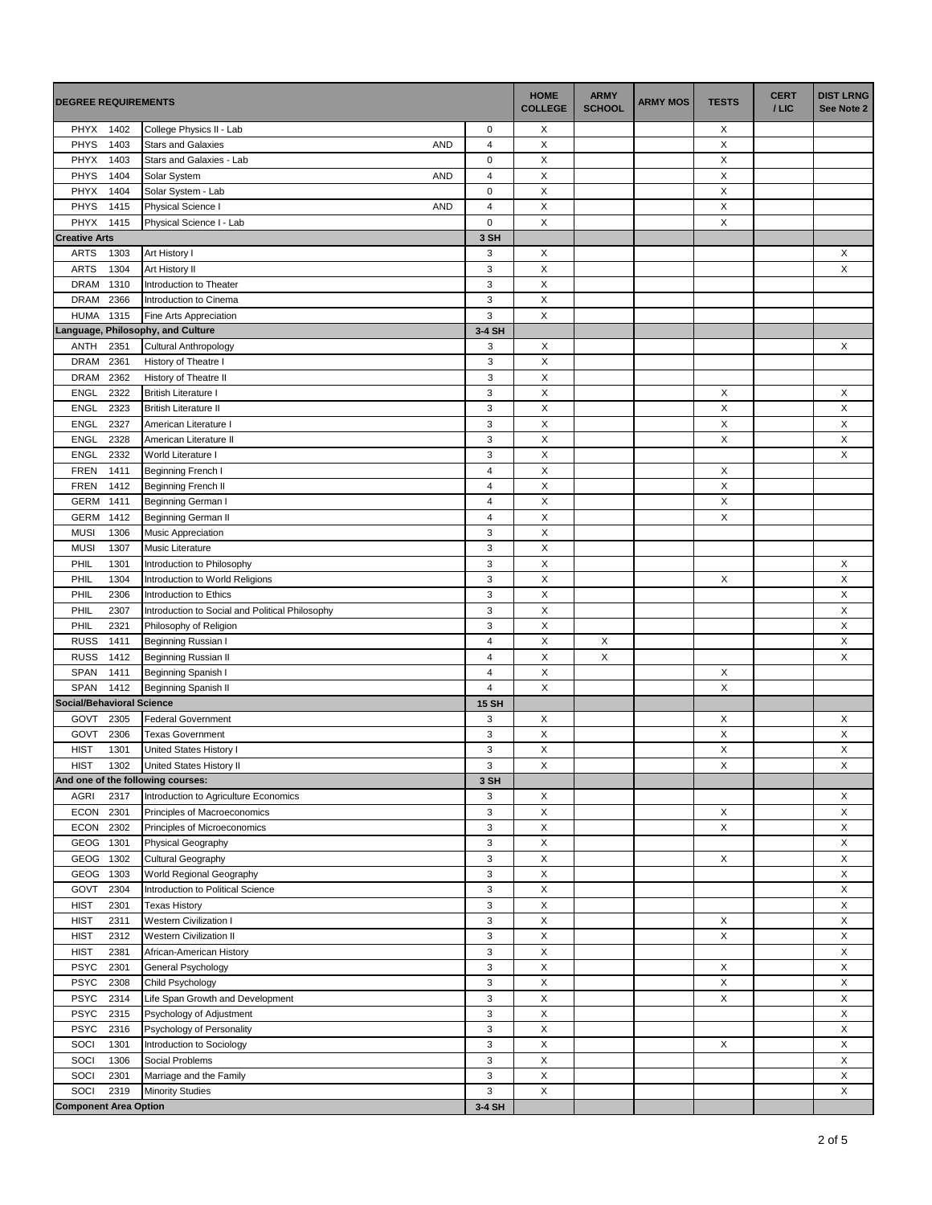| DEGREE REQUIREMENTS | | | | | HOME COLLEGE | ARMY SCHOOL | ARMY MOS | TESTS | CERT / LIC | DIST LRNG See Note 2 |
|---|---|---|---|---|---|---|---|---|---|---|
| PHYX | 1402 | College Physics II - Lab | | 0 | X | | | X | | |
| PHYS | 1403 | Stars and Galaxies | AND | 4 | X | | | X | | |
| PHYX | 1403 | Stars and Galaxies - Lab | | 0 | X | | | X | | |
| PHYS | 1404 | Solar System | AND | 4 | X | | | X | | |
| PHYX | 1404 | Solar System - Lab | | 0 | X | | | X | | |
| PHYS | 1415 | Physical Science I | AND | 4 | X | | | X | | |
| PHYX | 1415 | Physical Science I - Lab | | 0 | X | | | X | | |
| **Creative Arts** | | | | **3 SH** | | | | | | |
| ARTS | 1303 | Art History I | | 3 | X | | | | | X |
| ARTS | 1304 | Art History II | | 3 | X | | | | | X |
| DRAM | 1310 | Introduction to Theater | | 3 | X | | | | | |
| DRAM | 2366 | Introduction to Cinema | | 3 | X | | | | | |
| HUMA | 1315 | Fine Arts Appreciation | | 3 | X | | | | | |
| **Language, Philosophy, and Culture** | | | | **3-4 SH** | | | | | | |
| ANTH | 2351 | Cultural Anthropology | | 3 | X | | | | | X |
| DRAM | 2361 | History of Theatre I | | 3 | X | | | | | |
| DRAM | 2362 | History of Theatre II | | 3 | X | | | | | |
| ENGL | 2322 | British Literature I | | 3 | X | | | X | | X |
| ENGL | 2323 | British Literature II | | 3 | X | | | X | | X |
| ENGL | 2327 | American Literature I | | 3 | X | | | X | | X |
| ENGL | 2328 | American Literature II | | 3 | X | | | X | | X |
| ENGL | 2332 | World Literature I | | 3 | X | | | | | X |
| FREN | 1411 | Beginning French I | | 4 | X | | | X | | |
| FREN | 1412 | Beginning French II | | 4 | X | | | X | | |
| GERM | 1411 | Beginning German I | | 4 | X | | | X | | |
| GERM | 1412 | Beginning German II | | 4 | X | | | X | | |
| MUSI | 1306 | Music Appreciation | | 3 | X | | | | | |
| MUSI | 1307 | Music Literature | | 3 | X | | | | | |
| PHIL | 1301 | Introduction to Philosophy | | 3 | X | | | | | X |
| PHIL | 1304 | Introduction to World Religions | | 3 | X | | | X | | X |
| PHIL | 2306 | Introduction to Ethics | | 3 | X | | | | | X |
| PHIL | 2307 | Introduction to Social and Political Philosophy | | 3 | X | | | | | X |
| PHIL | 2321 | Philosophy of Religion | | 3 | X | | | | | X |
| RUSS | 1411 | Beginning Russian I | | 4 | X | X | | | | X |
| RUSS | 1412 | Beginning Russian II | | 4 | X | X | | | | X |
| SPAN | 1411 | Beginning Spanish I | | 4 | X | | | X | | |
| SPAN | 1412 | Beginning Spanish II | | 4 | X | | | X | | |
| **Social/Behavioral Science** | | | | **15 SH** | | | | | | |
| GOVT | 2305 | Federal Government | | 3 | X | | | X | | X |
| GOVT | 2306 | Texas Government | | 3 | X | | | X | | X |
| HIST | 1301 | United States History I | | 3 | X | | | X | | X |
| HIST | 1302 | United States History II | | 3 | X | | | X | | X |
| **And one of the following courses:** | | | | **3 SH** | | | | | | |
| AGRI | 2317 | Introduction to Agriculture Economics | | 3 | X | | | | | X |
| ECON | 2301 | Principles of Macroeconomics | | 3 | X | | | X | | X |
| ECON | 2302 | Principles of Microeconomics | | 3 | X | | | X | | X |
| GEOG | 1301 | Physical Geography | | 3 | X | | | | | X |
| GEOG | 1302 | Cultural Geography | | 3 | X | | | X | | X |
| GEOG | 1303 | World Regional Geography | | 3 | X | | | | | X |
| GOVT | 2304 | Introduction to Political Science | | 3 | X | | | | | X |
| HIST | 2301 | Texas History | | 3 | X | | | | | X |
| HIST | 2311 | Western Civilization I | | 3 | X | | | X | | X |
| HIST | 2312 | Western Civilization II | | 3 | X | | | X | | X |
| HIST | 2381 | African-American History | | 3 | X | | | | | X |
| PSYC | 2301 | General Psychology | | 3 | X | | | X | | X |
| PSYC | 2308 | Child Psychology | | 3 | X | | | X | | X |
| PSYC | 2314 | Life Span Growth and Development | | 3 | X | | | X | | X |
| PSYC | 2315 | Psychology of Adjustment | | 3 | X | | | | | X |
| PSYC | 2316 | Psychology of Personality | | 3 | X | | | | | X |
| SOCI | 1301 | Introduction to Sociology | | 3 | X | | | X | | X |
| SOCI | 1306 | Social Problems | | 3 | X | | | | | X |
| SOCI | 2301 | Marriage and the Family | | 3 | X | | | | | X |
| SOCI | 2319 | Minority Studies | | 3 | X | | | | | X |
| **Component Area Option** | | | | **3-4 SH** | | | | | | |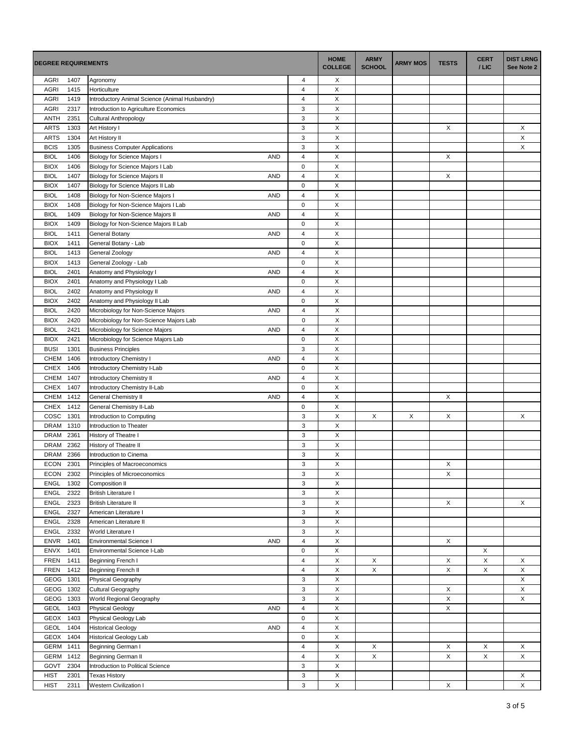| DEGREE REQUIREMENTS | | | | | HOME COLLEGE | ARMY SCHOOL | ARMY MOS | TESTS | CERT / LIC | DIST LRNG See Note 2 |
|---|---|---|---|---|---|---|---|---|---|---|
| AGRI | 1407 | Agronomy | | 4 | X | | | | | |
| AGRI | 1415 | Horticulture | | 4 | X | | | | | |
| AGRI | 1419 | Introductory Animal Science (Animal Husbandry) | | 4 | X | | | | | |
| AGRI | 2317 | Introduction to Agriculture Economics | | 3 | X | | | | | |
| ANTH | 2351 | Cultural Anthropology | | 3 | X | | | | | |
| ARTS | 1303 | Art History I | | 3 | X | | | X | | X |
| ARTS | 1304 | Art History II | | 3 | X | | | | | X |
| BCIS | 1305 | Business Computer Applications | | 3 | X | | | | | X |
| BIOL | 1406 | Biology for Science Majors I | AND | 4 | X | | | X | | |
| BIOX | 1406 | Biology for Science Majors I Lab | | 0 | X | | | | | |
| BIOL | 1407 | Biology for Science Majors II | AND | 4 | X | | | X | | |
| BIOX | 1407 | Biology for Science Majors II Lab | | 0 | X | | | | | |
| BIOL | 1408 | Biology for Non-Science Majors I | AND | 4 | X | | | | | |
| BIOX | 1408 | Biology for Non-Science Majors I Lab | | 0 | X | | | | | |
| BIOL | 1409 | Biology for Non-Science Majors II | AND | 4 | X | | | | | |
| BIOX | 1409 | Biology for Non-Science Majors II Lab | | 0 | X | | | | | |
| BIOL | 1411 | General Botany | AND | 4 | X | | | | | |
| BIOX | 1411 | General Botany - Lab | | 0 | X | | | | | |
| BIOL | 1413 | General Zoology | AND | 4 | X | | | | | |
| BIOX | 1413 | General Zoology - Lab | | 0 | X | | | | | |
| BIOL | 2401 | Anatomy and Physiology I | AND | 4 | X | | | | | |
| BIOX | 2401 | Anatomy and Physiology I Lab | | 0 | X | | | | | |
| BIOL | 2402 | Anatomy and Physiology II | AND | 4 | X | | | | | |
| BIOX | 2402 | Anatomy and Physiology II Lab | | 0 | X | | | | | |
| BIOL | 2420 | Microbiology for Non-Science Majors | AND | 4 | X | | | | | |
| BIOX | 2420 | Microbiology for Non-Science Majors Lab | | 0 | X | | | | | |
| BIOL | 2421 | Microbiology for Science Majors | AND | 4 | X | | | | | |
| BIOX | 2421 | Microbiology for Science Majors Lab | | 0 | X | | | | | |
| BUSI | 1301 | Business Principles | | 3 | X | | | | | |
| CHEM | 1406 | Introductory Chemistry I | AND | 4 | X | | | | | |
| CHEX | 1406 | Introductory Chemistry I-Lab | | 0 | X | | | | | |
| CHEM | 1407 | Introductory Chemistry II | AND | 4 | X | | | | | |
| CHEX | 1407 | Introductory Chemistry II-Lab | | 0 | X | | | | | |
| CHEM | 1412 | General Chemistry II | AND | 4 | X | | | X | | |
| CHEX | 1412 | General Chemistry II-Lab | | 0 | X | | | | | |
| COSC | 1301 | Introduction to Computing | | 3 | X | X | X | X | | X |
| DRAM | 1310 | Introduction to Theater | | 3 | X | | | | | |
| DRAM | 2361 | History of Theatre I | | 3 | X | | | | | |
| DRAM | 2362 | History of Theatre II | | 3 | X | | | | | |
| DRAM | 2366 | Introduction to Cinema | | 3 | X | | | | | |
| ECON | 2301 | Principles of Macroeconomics | | 3 | X | | | X | | |
| ECON | 2302 | Principles of Microeconomics | | 3 | X | | | X | | |
| ENGL | 1302 | Composition II | | 3 | X | | | | | |
| ENGL | 2322 | British Literature I | | 3 | X | | | | | |
| ENGL | 2323 | British Literature II | | 3 | X | | | X | | X |
| ENGL | 2327 | American Literature I | | 3 | X | | | | | |
| ENGL | 2328 | American Literature II | | 3 | X | | | | | |
| ENGL | 2332 | World Literature I | | 3 | X | | | | | |
| ENVR | 1401 | Environmental Science I | AND | 4 | X | | | X | | |
| ENVX | 1401 | Environmental Science I-Lab | | 0 | X | | | | X | |
| FREN | 1411 | Beginning French I | | 4 | X | X | | X | X | X |
| FREN | 1412 | Beginning French II | | 4 | X | X | | X | X | X |
| GEOG | 1301 | Physical Geography | | 3 | X | | | | | X |
| GEOG | 1302 | Cultural Geography | | 3 | X | | | X | | X |
| GEOG | 1303 | World Regional Geography | | 3 | X | | | X | | X |
| GEOL | 1403 | Physical Geology | AND | 4 | X | | | X | | |
| GEOX | 1403 | Physical Geology Lab | | 0 | X | | | | | |
| GEOL | 1404 | Historical Geology | AND | 4 | X | | | | | |
| GEOX | 1404 | Historical Geology Lab | | 0 | X | | | | | |
| GERM | 1411 | Beginning German I | | 4 | X | X | | X | X | X |
| GERM | 1412 | Beginning German II | | 4 | X | X | | X | X | X |
| GOVT | 2304 | Introduction to Political Science | | 3 | X | | | | | |
| HIST | 2301 | Texas History | | 3 | X | | | | | X |
| HIST | 2311 | Western Civilization I | | 3 | X | | | X | | X |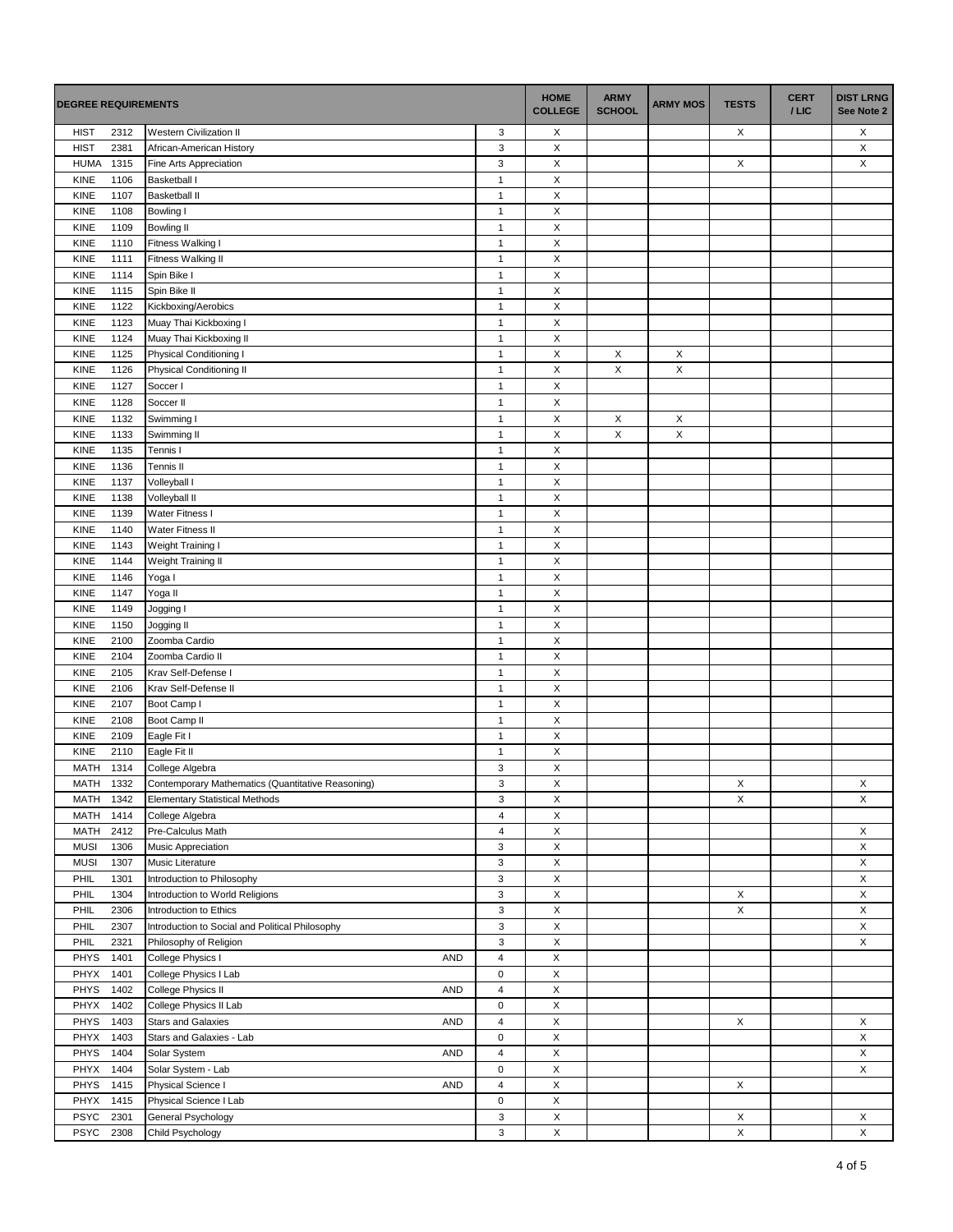| DEGREE REQUIREMENTS | | | | | HOME COLLEGE | ARMY SCHOOL | ARMY MOS | TESTS | CERT / LIC | DIST LRNG See Note 2 |
|---|---|---|---|---|---|---|---|---|---|---|
| HIST | 2312 | Western Civilization II | | 3 | X | | | X | | X |
| HIST | 2381 | African-American History | | 3 | X | | | | | X |
| HUMA | 1315 | Fine Arts Appreciation | | 3 | X | | | X | | X |
| KINE | 1106 | Basketball I | | 1 | X | | | | | |
| KINE | 1107 | Basketball II | | 1 | X | | | | | |
| KINE | 1108 | Bowling I | | 1 | X | | | | | |
| KINE | 1109 | Bowling II | | 1 | X | | | | | |
| KINE | 1110 | Fitness Walking I | | 1 | X | | | | | |
| KINE | 1111 | Fitness Walking II | | 1 | X | | | | | |
| KINE | 1114 | Spin Bike I | | 1 | X | | | | | |
| KINE | 1115 | Spin Bike II | | 1 | X | | | | | |
| KINE | 1122 | Kickboxing/Aerobics | | 1 | X | | | | | |
| KINE | 1123 | Muay Thai Kickboxing I | | 1 | X | | | | | |
| KINE | 1124 | Muay Thai Kickboxing II | | 1 | X | | | | | |
| KINE | 1125 | Physical Conditioning I | | 1 | X | X | X | | | |
| KINE | 1126 | Physical Conditioning II | | 1 | X | X | X | | | |
| KINE | 1127 | Soccer I | | 1 | X | | | | | |
| KINE | 1128 | Soccer II | | 1 | X | | | | | |
| KINE | 1132 | Swimming I | | 1 | X | X | X | | | |
| KINE | 1133 | Swimming II | | 1 | X | X | X | | | |
| KINE | 1135 | Tennis I | | 1 | X | | | | | |
| KINE | 1136 | Tennis II | | 1 | X | | | | | |
| KINE | 1137 | Volleyball I | | 1 | X | | | | | |
| KINE | 1138 | Volleyball II | | 1 | X | | | | | |
| KINE | 1139 | Water Fitness I | | 1 | X | | | | | |
| KINE | 1140 | Water Fitness II | | 1 | X | | | | | |
| KINE | 1143 | Weight Training I | | 1 | X | | | | | |
| KINE | 1144 | Weight Training II | | 1 | X | | | | | |
| KINE | 1146 | Yoga I | | 1 | X | | | | | |
| KINE | 1147 | Yoga II | | 1 | X | | | | | |
| KINE | 1149 | Jogging I | | 1 | X | | | | | |
| KINE | 1150 | Jogging II | | 1 | X | | | | | |
| KINE | 2100 | Zoomba Cardio | | 1 | X | | | | | |
| KINE | 2104 | Zoomba Cardio II | | 1 | X | | | | | |
| KINE | 2105 | Krav Self-Defense I | | 1 | X | | | | | |
| KINE | 2106 | Krav Self-Defense II | | 1 | X | | | | | |
| KINE | 2107 | Boot Camp I | | 1 | X | | | | | |
| KINE | 2108 | Boot Camp II | | 1 | X | | | | | |
| KINE | 2109 | Eagle Fit I | | 1 | X | | | | | |
| KINE | 2110 | Eagle Fit II | | 1 | X | | | | | |
| MATH | 1314 | College Algebra | | 3 | X | | | | | |
| MATH | 1332 | Contemporary Mathematics (Quantitative Reasoning) | | 3 | X | | | X | | X |
| MATH | 1342 | Elementary Statistical Methods | | 3 | X | | | X | | X |
| MATH | 1414 | College Algebra | | 4 | X | | | | | |
| MATH | 2412 | Pre-Calculus Math | | 4 | X | | | | | X |
| MUSI | 1306 | Music Appreciation | | 3 | X | | | | | X |
| MUSI | 1307 | Music Literature | | 3 | X | | | | | X |
| PHIL | 1301 | Introduction to Philosophy | | 3 | X | | | | | X |
| PHIL | 1304 | Introduction to World Religions | | 3 | X | | | X | | X |
| PHIL | 2306 | Introduction to Ethics | | 3 | X | | | X | | X |
| PHIL | 2307 | Introduction to Social and Political Philosophy | | 3 | X | | | | | X |
| PHIL | 2321 | Philosophy of Religion | | 3 | X | | | | | X |
| PHYS | 1401 | College Physics I | AND | 4 | X | | | | | |
| PHYX | 1401 | College Physics I Lab | | 0 | X | | | | | |
| PHYS | 1402 | College Physics II | AND | 4 | X | | | | | |
| PHYX | 1402 | College Physics II Lab | | 0 | X | | | | | |
| PHYS | 1403 | Stars and Galaxies | AND | 4 | X | | | X | | X |
| PHYX | 1403 | Stars and Galaxies - Lab | | 0 | X | | | | | X |
| PHYS | 1404 | Solar System | AND | 4 | X | | | | | X |
| PHYX | 1404 | Solar System - Lab | | 0 | X | | | | | X |
| PHYS | 1415 | Physical Science I | AND | 4 | X | | | X | | |
| PHYX | 1415 | Physical Science I Lab | | 0 | X | | | | | |
| PSYC | 2301 | General Psychology | | 3 | X | | | X | | X |
| PSYC | 2308 | Child Psychology | | 3 | X | | | X | | X |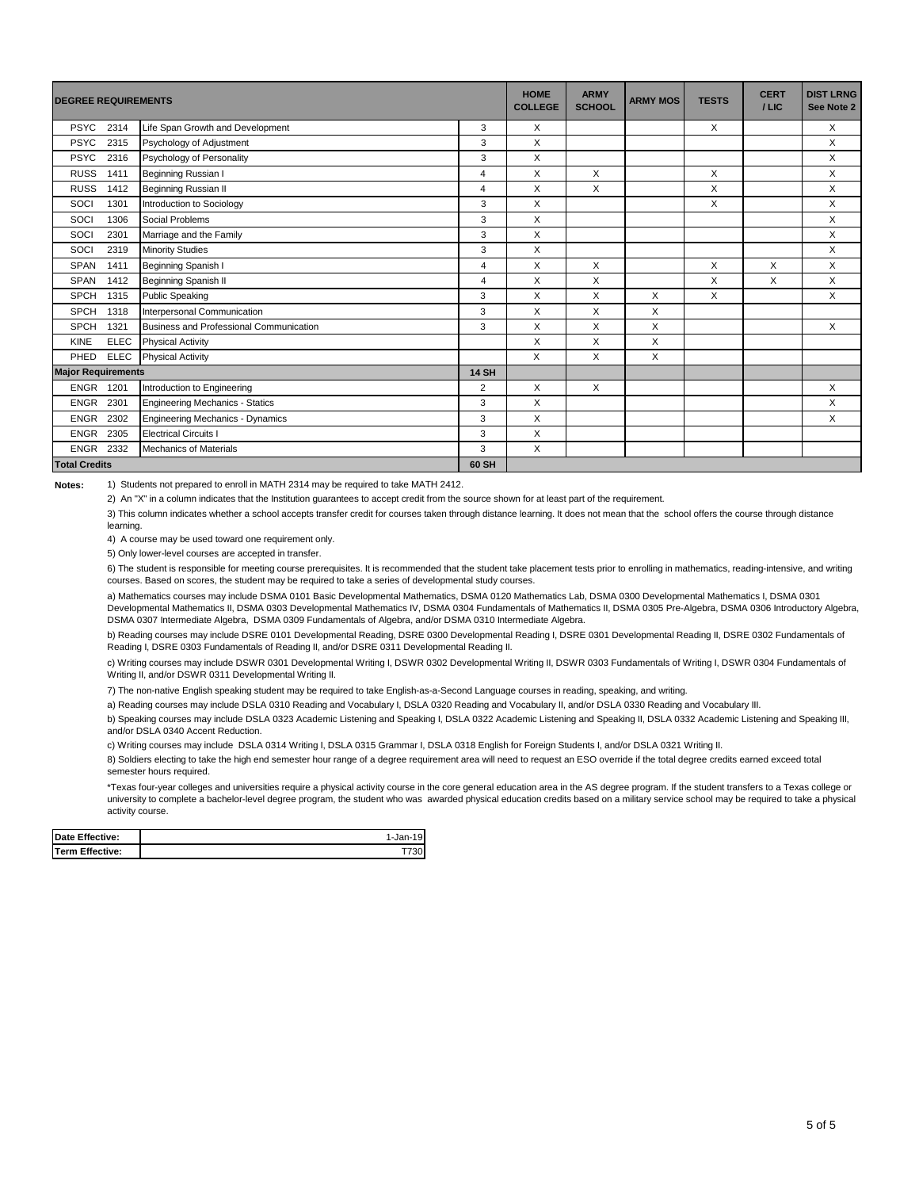| DEGREE REQUIREMENTS | | | | HOME COLLEGE | ARMY SCHOOL | ARMY MOS | TESTS | CERT / LIC | DIST LRNG See Note 2 |
|---|---|---|---|---|---|---|---|---|---|
| PSYC | 2314 | Life Span Growth and Development | 3 | X | | | X | | X |
| PSYC | 2315 | Psychology of Adjustment | 3 | X | | | | | X |
| PSYC | 2316 | Psychology of Personality | 3 | X | | | | | X |
| RUSS | 1411 | Beginning Russian I | 4 | X | X | | X | | X |
| RUSS | 1412 | Beginning Russian II | 4 | X | X | | X | | X |
| SOCI | 1301 | Introduction to Sociology | 3 | X | | | X | | X |
| SOCI | 1306 | Social Problems | 3 | X | | | | | X |
| SOCI | 2301 | Marriage and the Family | 3 | X | | | | | X |
| SOCI | 2319 | Minority Studies | 3 | X | | | | | X |
| SPAN | 1411 | Beginning Spanish I | 4 | X | X | | X | X | X |
| SPAN | 1412 | Beginning Spanish II | 4 | X | X | | X | X | X |
| SPCH | 1315 | Public Speaking | 3 | X | X | X | X | | X |
| SPCH | 1318 | Interpersonal Communication | 3 | X | X | X | | | |
| SPCH | 1321 | Business and Professional Communication | 3 | X | X | X | | | X |
| KINE | ELEC | Physical Activity | | X | X | X | | | |
| PHED | ELEC | Physical Activity | | X | X | X | | | |
| **Major Requirements** | | | **14 SH** | | | | | | |
| ENGR | 1201 | Introduction to Engineering | 2 | X | X | | | | X |
| ENGR | 2301 | Engineering Mechanics - Statics | 3 | X | | | | | X |
| ENGR | 2302 | Engineering Mechanics - Dynamics | 3 | X | | | | | X |
| ENGR | 2305 | Electrical Circuits I | 3 | X | | | | | |
| ENGR | 2332 | Mechanics of Materials | 3 | X | | | | | |
| **Total Credits** | | | **60 SH** | | | | | | |

**Notes:**

1) Students not prepared to enroll in MATH 2314 may be required to take MATH 2412.

2) An "X" in a column indicates that the Institution guarantees to accept credit from the source shown for at least part of the requirement.

3) This column indicates whether a school accepts transfer credit for courses taken through distance learning. It does not mean that the school offers the course through distance learning.

4) A course may be used toward one requirement only.

5) Only lower-level courses are accepted in transfer.

6) The student is responsible for meeting course prerequisites. It is recommended that the student take placement tests prior to enrolling in mathematics, reading-intensive, and writing courses. Based on scores, the student may be required to take a series of developmental study courses.

a) Mathematics courses may include DSMA 0101 Basic Developmental Mathematics, DSMA 0120 Mathematics Lab, DSMA 0300 Developmental Mathematics I, DSMA 0301 Developmental Mathematics II, DSMA 0303 Developmental Mathematics IV, DSMA 0304 Fundamentals of Mathematics II, DSMA 0305 Pre-Algebra, DSMA 0306 Introductory Algebra, DSMA 0307 Intermediate Algebra, DSMA 0309 Fundamentals of Algebra, and/or DSMA 0310 Intermediate Algebra.

b) Reading courses may include DSRE 0101 Developmental Reading, DSRE 0300 Developmental Reading I, DSRE 0301 Developmental Reading II, DSRE 0302 Fundamentals of Reading I, DSRE 0303 Fundamentals of Reading II, and/or DSRE 0311 Developmental Reading II.

c) Writing courses may include DSWR 0301 Developmental Writing I, DSWR 0302 Developmental Writing II, DSWR 0303 Fundamentals of Writing I, DSWR 0304 Fundamentals of Writing II, and/or DSWR 0311 Developmental Writing II.

7) The non-native English speaking student may be required to take English-as-a-Second Language courses in reading, speaking, and writing.

a) Reading courses may include DSLA 0310 Reading and Vocabulary I, DSLA 0320 Reading and Vocabulary II, and/or DSLA 0330 Reading and Vocabulary III.

b) Speaking courses may include DSLA 0323 Academic Listening and Speaking I, DSLA 0322 Academic Listening and Speaking II, DSLA 0332 Academic Listening and Speaking III, and/or DSLA 0340 Accent Reduction.

c) Writing courses may include DSLA 0314 Writing I, DSLA 0315 Grammar I, DSLA 0318 English for Foreign Students I, and/or DSLA 0321 Writing II.

8) Soldiers electing to take the high end semester hour range of a degree requirement area will need to request an ESO override if the total degree credits earned exceed total semester hours required.

*Texas four-year colleges and universities require a physical activity course in the core general education area in the AS degree program. If the student transfers to a Texas college or university to complete a bachelor-level degree program, the student who was awarded physical education credits based on a military service school may be required to take a physical activity course.

| | |
|---|---|
| **Date Effective:** | 1-Jan-19 |
| **Term Effective:** | T730 |